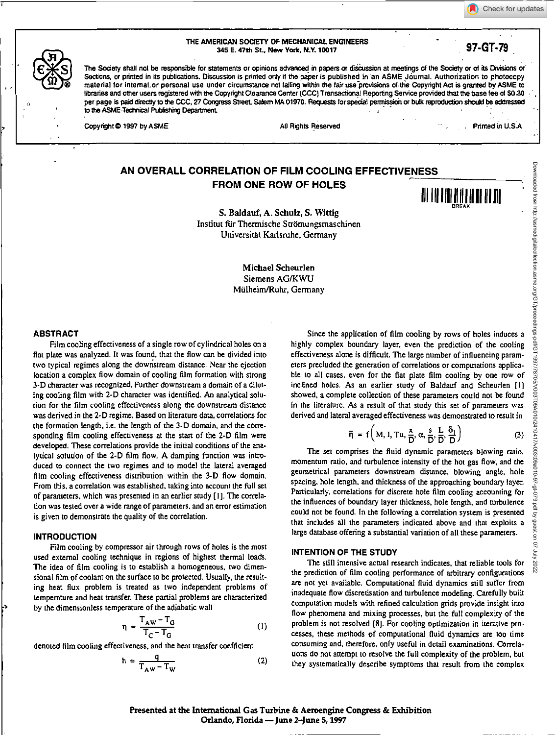THE AMERICAN SOCIETY OF MECHANICAL ENGINEERS
345 E. 47th St., New York, N.Y. 10017

97-GT-79

The Society shall not be responsible for statements or opinions advanced in papers or discussion at meetings of the Society or of its Divisions or Sections, or printed in its publications. Discussion is printed only if the paper is published in an ASME Journal. Authorization to photocopy material for internal or personal use under circumstance not falling within the fair use provisions of the Copyright Act is granted by ASME to libraries and other users registered with the Copyright Clearance Center (CCC) Transactional Reporting Service provided that the base fee of $0.30 per page is paid directly to the CCC, 27 Congress Street, Salem MA 01970. Requests for special permission or bulk reproduction should be addressed to the ASME Technical Publishing Department.

Copyright © 1997 by ASME All Rights Reserved Printed in U.S.A

# AN OVERALL CORRELATION OF FILM COOLING EFFECTIVENESS FROM ONE ROW OF HOLES

S. Baldauf, A. Schulz, S. Wittig
Institut für Thermische Strömungsmaschinen
Universität Karlsruhe, Germany

Michael Scheurlen
Siemens AG/KWU
Mülheim/Ruhr, Germany

## ABSTRACT

Film cooling effectiveness of a single row of cylindrical holes on a flat plate was analyzed. It was found, that the flow can be divided into two typical regimes along the downstream distance. Near the ejection location a complex flow domain of cooling film formation with strong 3-D character was recognized. Further downstream a domain of a diluting cooling film with 2-D character was identified. An analytical solution for the film cooling effectiveness along the downstream distance was derived in the 2-D regime. Based on literature data, correlations for the formation length, i.e. the length of the 3-D domain, and the corresponding film cooling effectiveness at the start of the 2-D film were developed. These correlations provide the initial conditions of the analytical solution of the 2-D film flow. A damping function was introduced to connect the two regimes and to model the lateral averaged film cooling effectiveness distribution within the 3-D flow domain. From this, a correlation was established, taking into account the full set of parameters, which was presented in an earlier study [1]. The correlation was tested over a wide range of parameters, and an error estimation is given to demonstrate the quality of the correlation.

## INTRODUCTION

Film cooling by compressor air through rows of holes is the most used external cooling technique in regions of highest thermal loads. The idea of film cooling is to establish a homogeneous, two dimensional film of coolant on the surface to be protected. Usually, the resulting heat flux problem is treated as two independent problems of temperature and heat transfer. These partial problems are characterized by the dimensionless temperature of the adiabatic wall

$$\eta = \frac{T_{AW} - T_G}{T_C - T_G} \tag{1}$$

denoted film cooling effectiveness, and the heat transfer coefficient

$$h = \frac{q}{T_{AW} - T_W} \tag{2}$$

Since the application of film cooling by rows of holes induces a highly complex boundary layer, even the prediction of the cooling effectiveness alone is difficult. The large number of influencing parameters precluded the generation of correlations or computations applicable to all cases, even for the flat plate film cooling by one row of inclined holes. As an earlier study of Baldauf and Scheurlen [1] showed, a complete collection of these parameters could not be found in the literature. As a result of that study this set of parameters was derived and lateral averaged effectiveness was demonstrated to result in

$$\bar{\eta} = f\left(M, I, Tu, \frac{x}{D}, \alpha, \frac{s}{D}, \frac{L}{D}, \frac{\delta_1}{D}\right) \tag{3}$$

The set comprises the fluid dynamic parameters blowing ratio, momentum ratio, and turbulence intensity of the hot gas flow, and the geometrical parameters downstream distance, blowing angle, hole spacing, hole length, and thickness of the approaching boundary layer. Particularly, correlations for discrete hole film cooling accounting for the influences of boundary layer thickness, hole length, and turbulence could not be found. In the following a correlation system is presented that includes all the parameters indicated above and that exploits a large database offering a substantial variation of all these parameters.

## INTENTION OF THE STUDY

The still intensive actual research indicates, that reliable tools for the prediction of film cooling performance of arbitrary configurations are not yet available. Computational fluid dynamics still suffer from inadequate flow discretisation and turbulence modeling. Carefully built computation models with refined calculation grids provide insight into flow phenomena and mixing processes, but the full complexity of the problem is not resolved [8]. For cooling optimization in iterative processes, these methods of computational fluid dynamics are too time consuming and, therefore, only useful in detail examinations. Correlations do not attempt to resolve the full complexity of the problem, but they systematically describe symptoms that result from the complex

**Presented at the International Gas Turbine & Aeroengine Congress & Exhibition**
**Orlando, Florida — June 2–June 5, 1997**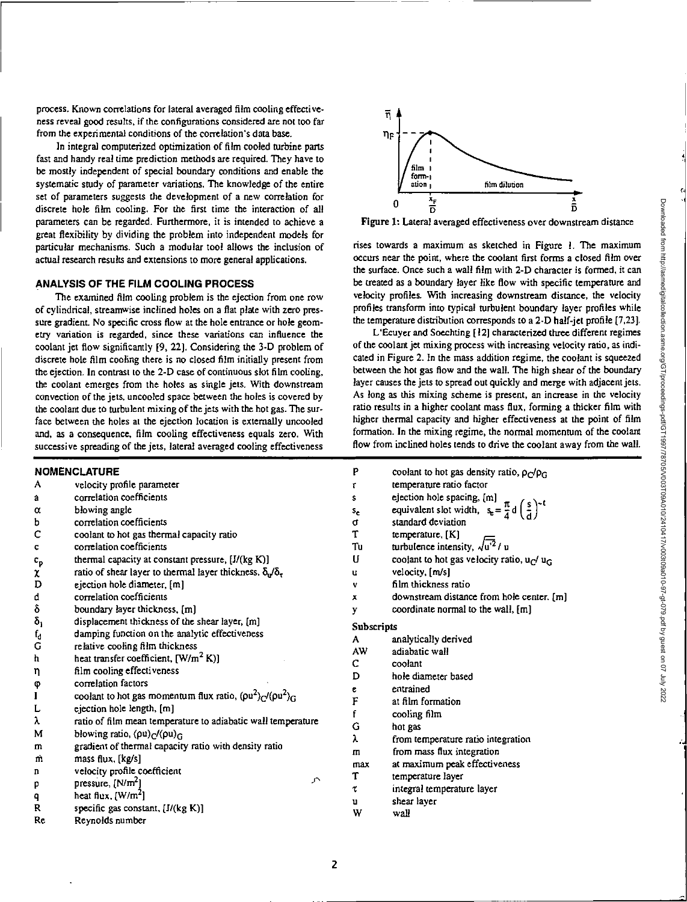process. Known correlations for lateral averaged film cooling effectiveness reveal good results, if the configurations considered are not too far from the experimental conditions of the correlation's data base.

In integral computerized optimization of film cooled turbine parts fast and handy real time prediction methods are required. They have to be mostly independent of special boundary conditions and enable the systematic study of parameter variations. The knowledge of the entire set of parameters suggests the development of a new correlation for discrete hole film cooling. For the first time the interaction of all parameters can be regarded. Furthermore, it is intended to achieve a great flexibility by dividing the problem into independent models for particular mechanisms. Such a modular tool allows the inclusion of actual research results and extensions to more general applications.

## ANALYSIS OF THE FILM COOLING PROCESS

The examined film cooling problem is the ejection from one row of cylindrical, streamwise inclined holes on a flat plate with zero pressure gradient. No specific cross flow at the hole entrance or hole geometry variation is regarded, since these variations can influence the coolant jet flow significantly [9, 22]. Considering the 3-D problem of discrete hole film cooling there is no closed film initially present from the ejection. In contrast to the 2-D case of continuous slot film cooling, the coolant emerges from the holes as single jets. With downstream convection of the jets, uncooled space between the holes is covered by the coolant due to turbulent mixing of the jets with the hot gas. The surface between the holes at the ejection location is externally uncooled and, as a consequence, film cooling effectiveness equals zero. With successive spreading of the jets, lateral averaged cooling effectiveness rises towards a maximum as sketched in Figure 1. The maximum occurs near the point, where the coolant first forms a closed film over the surface. Once such a wall film with 2-D character is formed, it can be treated as a boundary layer like flow with specific temperature and velocity profiles. With increasing downstream distance, the velocity profiles transform into typical turbulent boundary layer profiles while the temperature distribution corresponds to a 2-D half-jet profile [7,23].

$\bar{\eta}$

$\eta_F$

film formation

film dilution

0

$\frac{x_F}{D}$

$\frac{x}{D}$

**Figure 1:** Lateral averaged effectiveness over downstream distance

L'Ecuyer and Soechting [12] characterized three different regimes of the coolant jet mixing process with increasing velocity ratio, as indicated in Figure 2. In the mass addition regime, the coolant is squeezed between the hot gas flow and the wall. The high shear of the boundary layer causes the jets to spread out quickly and merge with adjacent jets. As long as this mixing scheme is present, an increase in the velocity ratio results in a higher coolant mass flux, forming a thicker film with higher thermal capacity and higher effectiveness at the point of film formation. In the mixing regime, the normal momentum of the coolant flow from inclined holes tends to drive the coolant away from the wall.

## NOMENCLATURE

| | |
|---|---|
| A | velocity profile parameter |
| a | correlation coefficients |
| $\alpha$ | blowing angle |
| b | correlation coefficients |
| C | coolant to hot gas thermal capacity ratio |
| c | correlation coefficients |
| $c_p$ | thermal capacity at constant pressure, [J/(kg K)] |
| $\chi$ | ratio of shear layer to thermal layer thickness, $\delta_u/\delta_\tau$ |
| D | ejection hole diameter, [m] |
| d | correlation coefficients |
| $\delta$ | boundary layer thickness, [m] |
| $\delta_1$ | displacement thickness of the shear layer, [m] |
| $f_d$ | damping function on the analytic effectiveness |
| G | relative cooling film thickness |
| h | heat transfer coefficient, [W/m$^2$ K)] |
| $\eta$ | film cooling effectiveness |
| $\varphi$ | correlation factors |
| I | coolant to hot gas momentum flux ratio, $(\rho u^2)_C/(\rho u^2)_G$ |
| L | ejection hole length, [m] |
| $\lambda$ | ratio of film mean temperature to adiabatic wall temperature |
| M | blowing ratio, $(\rho u)_C/(\rho u)_G$ |
| m | gradient of thermal capacity ratio with density ratio |
| $\dot{m}$ | mass flux, [kg/s] |
| n | velocity profile coefficient |
| p | pressure, [N/m$^2$] |
| q | heat flux, [W/m$^2$] |
| R | specific gas constant, [J/(kg K)] |
| Re | Reynolds number |
| P | coolant to hot gas density ratio, $\rho_C/\rho_G$ |
| r | temperature ratio factor |
| s | ejection hole spacing, [m] |
| $s_e$ | equivalent slot width, $s_e = \frac{\pi}{4} d \left(\frac{s}{d}\right)^{-t}$ |
| $\sigma$ | standard deviation |
| T | temperature, [K] |
| Tu | turbulence intensity, $\sqrt{\overline{u'^2}}/u$ |
| U | coolant to hot gas velocity ratio, $u_C/u_G$ |
| u | velocity, [m/s] |
| v | film thickness ratio |
| x | downstream distance from hole center, [m] |
| y | coordinate normal to the wall, [m] |

**Subscripts**

| | |
|---|---|
| A | analytically derived |
| AW | adiabatic wall |
| C | coolant |
| D | hole diameter based |
| e | entrained |
| F | at film formation |
| f | cooling film |
| G | hot gas |
| $\lambda$ | from temperature ratio integration |
| m | from mass flux integration |
| max | at maximum peak effectiveness |
| T | temperature layer |
| $\tau$ | integral temperature layer |
| u | shear layer |
| W | wall |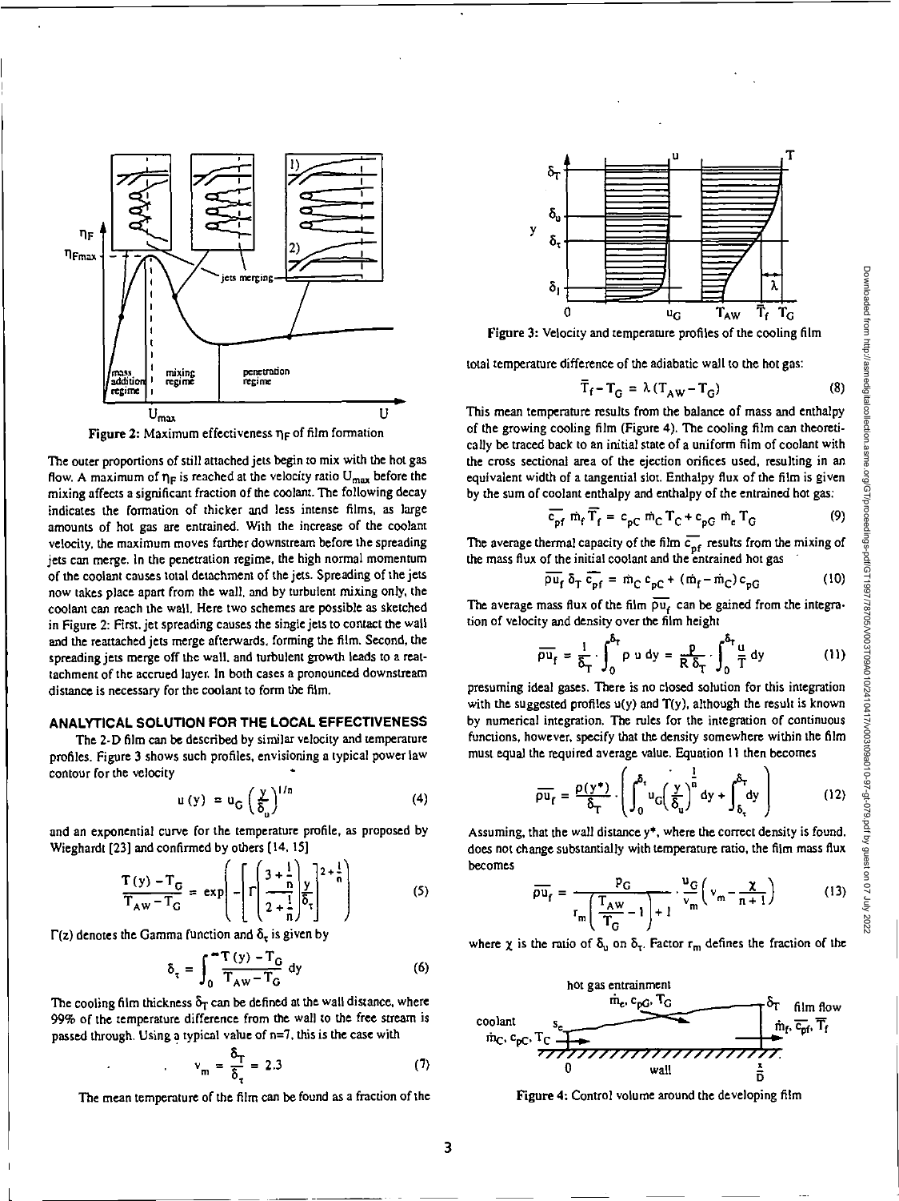$\eta_F$

$\eta_{Fmax}$

1)

2)

jets merging

mass addition regime

mixing regime

penetration regime

$U_{max}$

U

Figure 2: Maximum effectiveness $\eta_F$ of film formation

The outer proportions of still attached jets begin to mix with the hot gas flow. A maximum of $\eta_F$ is reached at the velocity ratio $U_{max}$ before the mixing affects a significant fraction of the coolant. The following decay indicates the formation of thicker and less intense films, as large amounts of hot gas are entrained. With the increase of the coolant velocity, the maximum moves farther downstream before the spreading jets can merge. In the penetration regime, the high normal momentum of the coolant causes total detachment of the jets. Spreading of the jets now takes place apart from the wall, and by turbulent mixing only, the coolant can reach the wall. Here two schemes are possible as sketched in Figure 2: First, jet spreading causes the single jets to contact the wall and the reattached jets merge afterwards, forming the film. Second, the spreading jets merge off the wall, and turbulent growth leads to a reattachment of the accrued layer. In both cases a pronounced downstream distance is necessary for the coolant to form the film.

## ANALYTICAL SOLUTION FOR THE LOCAL EFFECTIVENESS

The 2-D film can be described by similar velocity and temperature profiles. Figure 3 shows such profiles, envisioning a typical power law contour for the velocity

$$u(y) = u_G \left(\frac{y}{\delta_u}\right)^{1/n} \tag{4}$$

and an exponential curve for the temperature profile, as proposed by Wieghardt [23] and confirmed by others [14, 15]

$$\frac{T(y) - T_G}{T_{AW} - T_G} = \exp\left(-\left[\Gamma\left(\frac{3+\frac{1}{n}}{2+\frac{1}{n}}\right)\frac{y}{\delta_\tau}\right]^{2+\frac{1}{n}}\right) \tag{5}$$

$\Gamma(z)$ denotes the Gamma function and $\delta_\tau$ is given by

$$\delta_\tau = \int_0^\infty \frac{T(y) - T_G}{T_{AW} - T_G}\, dy \tag{6}$$

The cooling film thickness $\delta_T$ can be defined at the wall distance, where 99% of the temperature difference from the wall to the free stream is passed through. Using a typical value of n=7, this is the case with

$$v_m = \frac{\delta_T}{\delta_\tau} = 2.3 \tag{7}$$

The mean temperature of the film can be found as a fraction of the total temperature difference of the adiabatic wall to the hot gas:

u

T

$\delta_T$

$\delta_u$

y

$\delta_\tau$

$\delta_l$

$\lambda$

0

$u_G$

$T_{AW}$

$\overline{T}_f$

$T_G$

Figure 3: Velocity and temperature profiles of the cooling film

$$\overline{T}_f - T_G = \lambda\,(T_{AW} - T_G) \tag{8}$$

This mean temperature results from the balance of mass and enthalpy of the growing cooling film (Figure 4). The cooling film can theoretically be traced back to an initial state of a uniform film of coolant with the cross sectional area of the ejection orifices used, resulting in an equivalent width of a tangential slot. Enthalpy flux of the film is given by the sum of coolant enthalpy and enthalpy of the entrained hot gas:

$$\overline{c_{pf}}\, \dot{m}_f\, \overline{T}_f = c_{pC}\, \dot{m}_C\, T_C + c_{pG}\, \dot{m}_e\, T_G \tag{9}$$

The average thermal capacity of the film $\overline{c_{pf}}$ results from the mixing of the mass flux of the initial coolant and the entrained hot gas

$$\overline{\rho u_f}\, \delta_T\, \overline{c_{pf}} = \dot{m}_C\, c_{pC} + (\dot{m}_f - \dot{m}_C)\, c_{pG} \tag{10}$$

The average mass flux of the film $\overline{\rho u_f}$ can be gained from the integration of velocity and density over the film height

$$\overline{\rho u_f} = \frac{1}{\delta_T} \cdot \int_0^{\delta_T} \rho\, u\, dy = \frac{p}{R\,\delta_T} \cdot \int_0^{\delta_T} \frac{u}{T}\, dy \tag{11}$$

presuming ideal gases. There is no closed solution for this integration with the suggested profiles u(y) and T(y), although the result is known by numerical integration. The rules for the integration of continuous functions, however, specify that the density somewhere within the film must equal the required average value. Equation 11 then becomes

$$\overline{\rho u_f} = \frac{\rho(y^*)}{\delta_T} \cdot \left(\int_0^{\delta_\tau} u_G\left(\frac{y}{\delta_u}\right)^{\frac{1}{n}} dy + \int_{\delta_\tau}^{\delta_T} dy\right) \tag{12}$$

Assuming, that the wall distance y*, where the correct density is found, does not change substantially with temperature ratio, the film mass flux becomes

$$\overline{\rho u_f} = \frac{p_G}{r_m\left(\frac{T_{AW}}{T_G} - 1\right) + 1} \cdot \frac{u_G}{v_m}\left(v_m - \frac{\chi}{n+1}\right) \tag{13}$$

where $\chi$ is the ratio of $\delta_u$ on $\delta_\tau$. Factor $r_m$ defines the fraction of the

hot gas entrainment

$\dot{m}_e$, $c_{pG}$, $T_G$

$\delta_T$

film flow

coolant

$s_e$

$\dot{m}_f$, $\overline{c_{pf}}$, $\overline{T}_f$

$\dot{m}_C$, $c_{pC}$, $T_C$

0

wall

$\frac{x}{D}$

Figure 4: Control volume around the developing film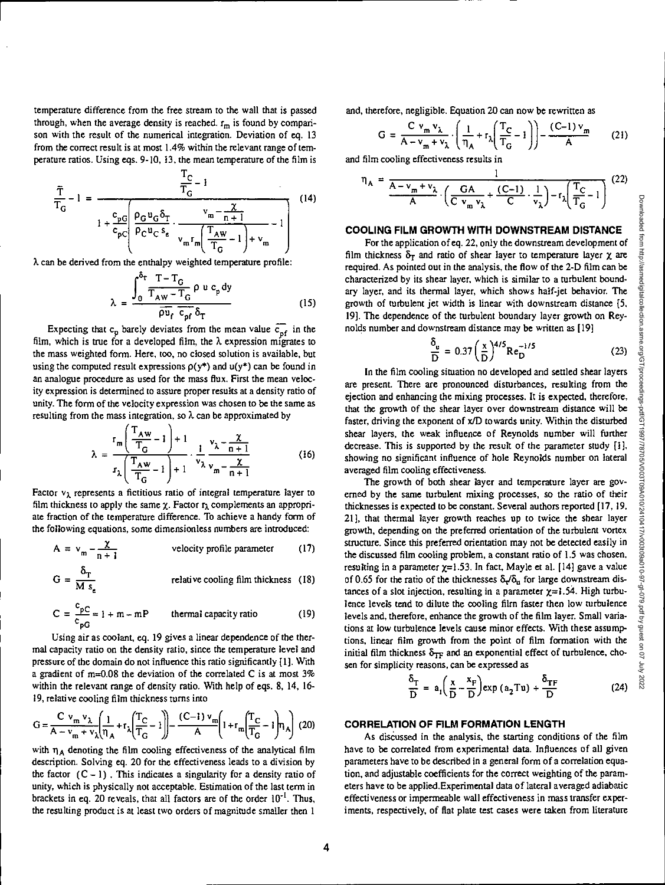temperature difference from the free stream to the wall that is passed through, when the average density is reached. $r_m$ is found by comparison with the result of the numerical integration. Deviation of eq. 13 from the correct result is at most 1.4% within the relevant range of temperature ratios. Using eqs. 9-10, 13, the mean temperature of the film is

$$\frac{\bar{T}}{T_G} - 1 = \frac{\dfrac{T_C}{T_G} - 1}{1 + \dfrac{c_{pG}}{c_{pC}}\left(\dfrac{\rho_G u_G \delta_T}{\rho_C u_C s_e} \cdot \dfrac{v_m - \dfrac{\chi}{n+1}}{v_m r_m\left(\dfrac{T_{AW}}{T_G} - 1\right) + v_m} - 1\right)} \qquad (14)$$

$\lambda$ can be derived from the enthalpy weighted temperature profile:

$$\lambda = \frac{\displaystyle\int_0^{\delta_T} \frac{T - T_G}{T_{AW} - T_G} \rho\, u\, c_p\, dy}{\overline{\rho u_f}\ \overline{c_{pf}}\ \delta_T} \qquad (15)$$

Expecting that $c_p$ barely deviates from the mean value $\overline{c_{pf}}$ in the film, which is true for a developed film, the $\lambda$ expression migrates to the mass weighted form. Here, too, no closed solution is available, but using the computed result expressions $\rho(y^*)$ and $u(y^*)$ can be found in an analogue procedure as used for the mass flux. First the mean velocity expression is determined to assure proper results at a density ratio of unity. The form of the velocity expression was chosen to be the same as resulting from the mass integration, so $\lambda$ can be approximated by

$$\lambda = \frac{r_m\left(\dfrac{T_{AW}}{T_G} - 1\right) + 1}{r_\lambda\left(\dfrac{T_{AW}}{T_G} - 1\right) + 1} \cdot \frac{1}{v_\lambda} \frac{v_\lambda - \dfrac{\chi}{n+1}}{v_m - \dfrac{\chi}{n+1}} \qquad (16)$$

Factor $v_\lambda$ represents a fictitious ratio of integral temperature layer to film thickness to apply the same $\chi$. Factor $r_\lambda$ complements an appropriate fraction of the temperature difference. To achieve a handy form of the following equations, some dimensionless numbers are introduced:

$$A = v_m - \frac{\chi}{n+1} \qquad \text{velocity profile parameter} \qquad (17)$$

$$G = \frac{\delta_T}{M\, s_e} \qquad \text{relative cooling film thickness} \qquad (18)$$

$$C = \frac{c_{pC}}{c_{pG}} \approx 1 + m - mP \qquad \text{thermal capacity ratio} \qquad (19)$$

Using air as coolant, eq. 19 gives a linear dependence of the thermal capacity ratio on the density ratio, since the temperature level and pressure of the domain do not influence this ratio significantly [1]. With a gradient of m=0.08 the deviation of the correlated C is at most 3% within the relevant range of density ratio. With help of eqs. 8, 14, 16-19, relative cooling film thickness turns into

$$G = \frac{C\, v_m v_\lambda}{A - v_m + v_\lambda}\left(\frac{1}{\eta_A} + r_\lambda\left(\frac{T_C}{T_G} - 1\right)\right) - \frac{(C-1)\, v_m}{A}\left(1 + r_m\left(\frac{T_C}{T_G} - 1\right)\eta_A\right) \quad (20)$$

with $\eta_A$ denoting the film cooling effectiveness of the analytical film description. Solving eq. 20 for the effectiveness leads to a division by the factor $(C-1)$. This indicates a singularity for a density ratio of unity, which is physically not acceptable. Estimation of the last term in brackets in eq. 20 reveals, that all factors are of the order $10^{-1}$. Thus, the resulting product is at least two orders of magnitude smaller then 1 and, therefore, negligible. Equation 20 can now be rewritten as

$$G = \frac{C\, v_m v_\lambda}{A - v_m + v_\lambda} \cdot \left(\frac{1}{\eta_A} + r_\lambda\left(\frac{T_C}{T_G} - 1\right)\right) - \frac{(C-1)\, v_m}{A} \qquad (21)$$

and film cooling effectiveness results in

$$\eta_A = \frac{1}{\dfrac{A - v_m + v_\lambda}{A} \cdot \left(\dfrac{GA}{C\, v_m v_\lambda} + \dfrac{(C-1)}{C} \cdot \dfrac{1}{v_\lambda}\right) - r_\lambda\left(\dfrac{T_C}{T_G} - 1\right)} \qquad (22)$$

## COOLING FILM GROWTH WITH DOWNSTREAM DISTANCE

For the application of eq. 22, only the downstream development of film thickness $\delta_T$ and ratio of shear layer to temperature layer $\chi$ are required. As pointed out in the analysis, the flow of the 2-D film can be characterized by its shear layer, which is similar to a turbulent boundary layer, and its thermal layer, which shows half-jet behavior. The growth of turbulent jet width is linear with downstream distance [5, 19]. The dependence of the turbulent boundary layer growth on Reynolds number and downstream distance may be written as [19]

$$\frac{\delta_u}{D} = 0.37\left(\frac{x}{D}\right)^{4/5} Re_D^{-1/5} \qquad (23)$$

In the film cooling situation no developed and settled shear layers are present. There are pronounced disturbances, resulting from the ejection and enhancing the mixing processes. It is expected, therefore, that the growth of the shear layer over downstream distance will be faster, driving the exponent of x/D towards unity. Within the disturbed shear layers, the weak influence of Reynolds number will further decrease. This is supported by the result of the parameter study [1], showing no significant influence of hole Reynolds number on lateral averaged film cooling effectiveness.

The growth of both shear layer and temperature layer are governed by the same turbulent mixing processes, so the ratio of their thicknesses is expected to be constant. Several authors reported [17, 19, 21], that thermal layer growth reaches up to twice the shear layer growth, depending on the preferred orientation of the turbulent vortex structure. Since this preferred orientation may not be detected easily in the discussed film cooling problem, a constant ratio of 1.5 was chosen, resulting in a parameter $\chi$=1.53. In fact, Mayle et al. [14] gave a value of 0.65 for the ratio of the thicknesses $\delta_T/\delta_u$ for large downstream distances of a slot injection, resulting in a parameter $\chi$=1.54. High turbulence levels tend to dilute the cooling film faster then low turbulence levels and, therefore, enhance the growth of the film layer. Small variations at low turbulence levels cause minor effects. With these assumptions, linear film growth from the point of film formation with the initial film thickness $\delta_{TF}$ and an exponential effect of turbulence, chosen for simplicity reasons, can be expressed as

$$\frac{\delta_T}{D} = a_1\left(\frac{x}{D} - \frac{x_F}{D}\right)\exp\left(a_2 Tu\right) + \frac{\delta_{TF}}{D} \qquad (24)$$

## CORRELATION OF FILM FORMATION LENGTH

As discussed in the analysis, the starting conditions of the film have to be correlated from experimental data. Influences of all given parameters have to be described in a general form of a correlation equation, and adjustable coefficients for the correct weighting of the parameters have to be applied. Experimental data of lateral averaged adiabatic effectiveness or impermeable wall effectiveness in mass transfer experiments, respectively, of flat plate test cases were taken from literature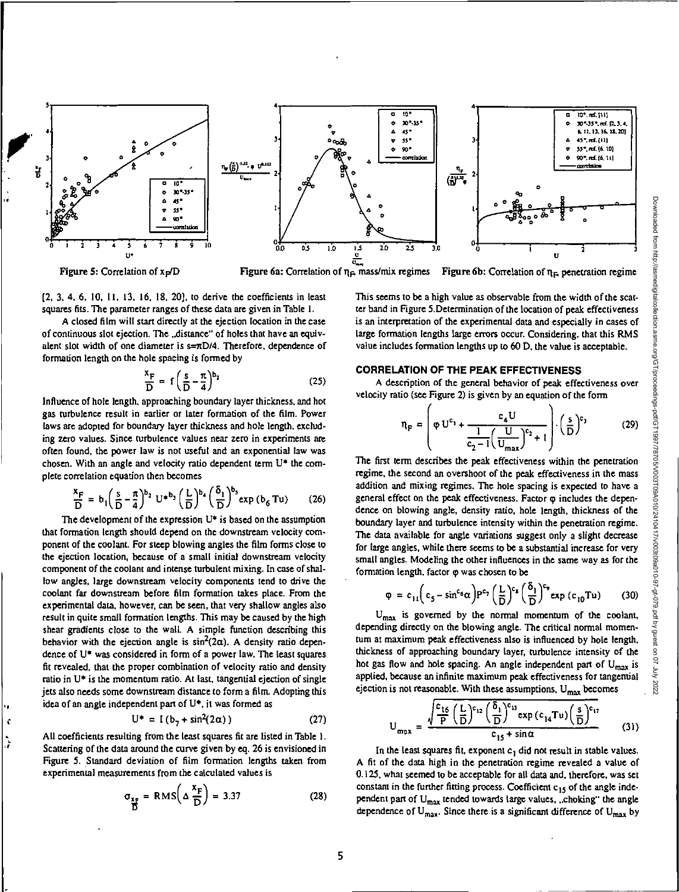5
4
3
2
1
0
0 1 2 3 4 5 6 7 8 9 10
U*
10°
30°-35°
45°
55°
90°
correlation

Figure 5: Correlation of $x_F/D$

4
3
2
1
0
0.0 0.5 1.0 1.5 2.0 2.5 3.0
$\frac{U}{U_{max}}$
$\frac{\eta_F \left(\frac{s}{D}\right)^{-1.25} \cdot \varphi\ U^{0.125}}{U_{max}}$
10°
30°-35°
45°
55°
90°
correlation

Figure 6a: Correlation of $\eta_F$, mass/mix regimes

4
3
2
1
0
0 1 2 3
U
$\frac{\eta_F}{\left(\frac{s}{D}\right)^{-1.25} \cdot \varphi}$
10°, ref. [11]
30°-35°, ref. [2, 3, 4, 6, 11, 13, 16, 18, 20]
45°, ref. [11]
55°, ref. [6, 10]
90°, ref. [6, 11]
correlation

Figure 6b: Correlation of $\eta_F$, penetration regime

[2, 3, 4, 6, 10, 11, 13, 16, 18, 20], to derive the coefficients in least squares fits. The parameter ranges of these data are given in Table 1.

A closed film will start directly at the ejection location in the case of continuous slot ejection. The „distance" of holes that have an equivalent slot width of one diameter is $s=\pi D/4$. Therefore, dependence of formation length on the hole spacing is formed by

$$\frac{x_F}{D} = f\left(\frac{s}{D} - \frac{\pi}{4}\right)^{b_2} \tag{25}$$

Influence of hole length, approaching boundary layer thickness, and hot gas turbulence result in earlier or later formation of the film. Power laws are adopted for boundary layer thickness and hole length, excluding zero values. Since turbulence values near zero in experiments are often found, the power law is not useful and an exponential law was chosen. With an angle and velocity ratio dependent term U* the complete correlation equation then becomes

$$\frac{x_F}{D} = b_1\left(\frac{s}{D} - \frac{\pi}{4}\right)^{b_2} U^{*b_3}\left(\frac{L}{D}\right)^{b_4}\left(\frac{\delta_1}{D}\right)^{b_5} \exp\left(b_6\, Tu\right) \tag{26}$$

The development of the expression U* is based on the assumption that formation length should depend on the downstream velocity component of the coolant. For steep blowing angles the film forms close to the ejection location, because of a small initial downstream velocity component of the coolant and intense turbulent mixing. In case of shallow angles, large downstream velocity components tend to drive the coolant far downstream before film formation takes place. From the experimental data, however, can be seen, that very shallow angles also result in quite small formation lengths. This may be caused by the high shear gradients close to the wall. A simple function describing this behavior with the ejection angle is $\sin^2(2\alpha)$. A density ratio dependence of U* was considered in form of a power law. The least squares fit revealed, that the proper combination of velocity ratio and density ratio in U* is the momentum ratio. At last, tangential ejection of single jets also needs some downstream distance to form a film. Adopting this idea of an angle independent part of U*, it was formed as

$$U^* = I\left(b_7 + \sin^2(2\alpha)\right) \tag{27}$$

All coefficients resulting from the least squares fit are listed in Table 1. Scattering of the data around the curve given by eq. 26 is envisioned in Figure 5. Standard deviation of film formation lengths taken from experimental measurements from the calculated values is

$$\sigma_{\frac{x_F}{D}} = \mathrm{RMS}\left(\Delta \frac{x_F}{D}\right) = 3.37 \tag{28}$$

This seems to be a high value as observable from the width of the scatter band in Figure 5. Determination of the location of peak effectiveness is an interpretation of the experimental data and especially in cases of large formation lengths large errors occur. Considering, that this RMS value includes formation lengths up to 60 D, the value is acceptable.

## CORRELATION OF THE PEAK EFFECTIVENESS

A description of the general behavior of peak effectiveness over velocity ratio (see Figure 2) is given by an equation of the form

$$\eta_F = \left(\varphi\, U^{c_1} + \frac{c_4 U}{\frac{1}{c_2 - 1}\left(\frac{U}{U_{max}}\right)^{c_2} + 1}\right) \cdot \left(\frac{s}{D}\right)^{c_3} \tag{29}$$

The first term describes the peak effectiveness within the penetration regime, the second an overshoot of the peak effectiveness in the mass addition and mixing regimes. The hole spacing is expected to have a general effect on the peak effectiveness. Factor $\varphi$ includes the dependence on blowing angle, density ratio, hole length, thickness of the boundary layer and turbulence intensity within the penetration regime. The data available for angle variations suggest only a slight decrease for large angles, while there seems to be a substantial increase for very small angles. Modeling the other influences in the same way as for the formation length, factor $\varphi$ was chosen to be

$$\varphi = c_{11}\left(c_5 - \sin^{c_6}\alpha\right) P^{c_7}\left(\frac{L}{D}\right)^{c_8}\left(\frac{\delta_1}{D}\right)^{c_9} \exp\left(c_{10} Tu\right) \tag{30}$$

$U_{max}$ is governed by the normal momentum of the coolant, depending directly on the blowing angle. The critical normal momentum at maximum peak effectiveness is also influenced by hole length, thickness of approaching boundary layer, turbulence intensity of the hot gas flow and hole spacing. An angle independent part of $U_{max}$ is applied, because an infinite maximum peak effectiveness for tangential ejection is not reasonable. With these assumptions, $U_{max}$ becomes

$$U_{max} = \frac{\sqrt{\frac{c_{16}}{P}\left(\frac{L}{D}\right)^{c_{12}}\left(\frac{\delta_1}{D}\right)^{c_{13}} \exp\left(c_{14} Tu\right)\left(\frac{s}{D}\right)^{c_{17}}}}{c_{15} + \sin\alpha} \tag{31}$$

In the least squares fit, exponent $c_1$ did not result in stable values. A fit of the data high in the penetration regime revealed a value of 0.125, what seemed to be acceptable for all data and, therefore, was set constant in the further fitting process. Coefficient $c_{15}$ of the angle independent part of $U_{max}$ tended towards large values, „choking" the angle dependence of $U_{max}$. Since there is a significant difference of $U_{max}$ by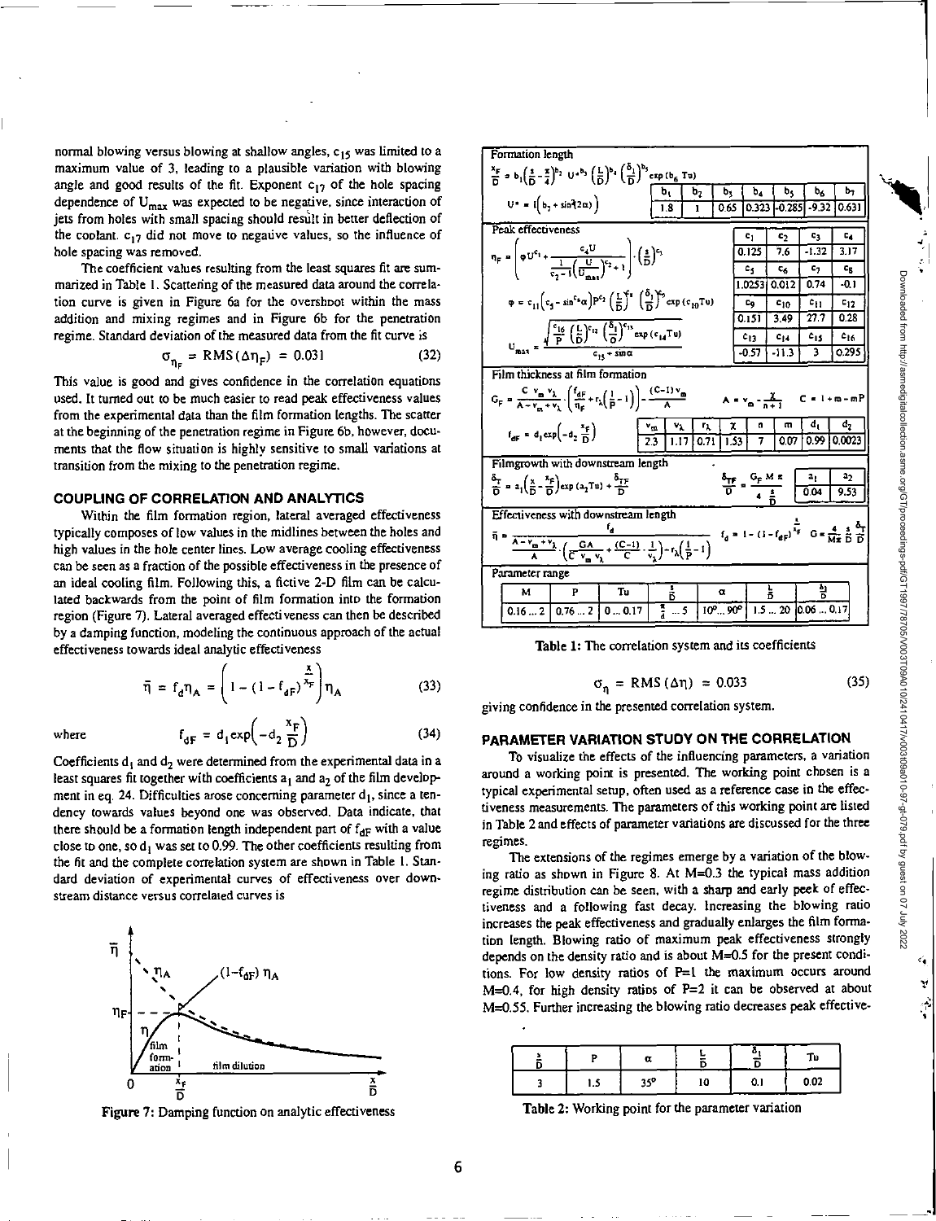normal blowing versus blowing at shallow angles, $c_{15}$ was limited to a maximum value of 3, leading to a plausible variation with blowing angle and good results of the fit. Exponent $c_{17}$ of the hole spacing dependence of $U_{max}$ was expected to be negative, since interaction of jets from holes with small spacing should result in better deflection of the coolant. $c_{17}$ did not move to negative values, so the influence of hole spacing was removed.

The coefficient values resulting from the least squares fit are summarized in Table 1. Scattering of the measured data around the correlation curve is given in Figure 6a for the overshoot within the mass addition and mixing regimes and in Figure 6b for the penetration regime. Standard deviation of the measured data from the fit curve is

$$\sigma_{\eta_F} = RMS(\Delta\eta_F) = 0.031 \tag{32}$$

This value is good and gives confidence in the correlation equations used. It turned out to be much easier to read peak effectiveness values from the experimental data than the film formation lengths. The scatter at the beginning of the penetration regime in Figure 6b, however, documents that the flow situation is highly sensitive to small variations at transition from the mixing to the penetration regime.

## COUPLING OF CORRELATION AND ANALYTICS

Within the film formation region, lateral averaged effectiveness typically composes of low values in the midlines between the holes and high values in the hole center lines. Low average cooling effectiveness can be seen as a fraction of the possible effectiveness in the presence of an ideal cooling film. Following this, a fictive 2-D film can be calculated backwards from the point of film formation into the formation region (Figure 7). Lateral averaged effectiveness can then be described by a damping function, modeling the continuous approach of the actual effectiveness towards ideal analytic effectiveness

$$\bar{\eta} = f_d\eta_A = \left(1-(1-f_{dF})^{\frac{x}{x_F}}\right)\eta_A \tag{33}$$

where

$$f_{dF} = d_1\exp\left(-d_2\frac{x_F}{D}\right) \tag{34}$$

Coefficients $d_1$ and $d_2$ were determined from the experimental data in a least squares fit together with coefficients $a_1$ and $a_2$ of the film development in eq. 24. Difficulties arose concerning parameter $d_1$, since a tendency towards values beyond one was observed. Data indicate, that there should be a formation length independent part of $f_{dF}$ with a value close to one, so $d_1$ was set to 0.99. The other coefficients resulting from the fit and the complete correlation system are shown in Table 1. Standard deviation of experimental curves of effectiveness over downstream distance versus correlated curves is

$\bar{\eta}$
$\eta_A$
$(1-f_{dF})\,\eta_A$
$\eta_F$
$\eta$
film formation
film dilution
0
$\frac{x_F}{D}$
$\frac{x}{D}$

Figure 7: Damping function on analytic effectiveness

**Formation length**

$$\frac{x_F}{D} = b_1\left(\frac{s}{D}-\frac{\pi}{4}\right)^{b_2} U^{*b_3}\left(\frac{L}{D}\right)^{b_4}\left(\frac{\delta_1}{D}\right)^{b_5}\exp(b_6\,Tu)$$

$$U^* = I\left(b_7+\sin^3(2\alpha)\right)$$

| $b_1$ | $b_2$ | $b_3$ | $b_4$ | $b_5$ | $b_6$ | $b_7$ |
|---|---|---|---|---|---|---|
| 1.8 | 1 | 0.65 | 0.323 | -0.285 | -9.32 | 0.631 |

**Peak effectiveness**

$$\eta_F = \left(\varphi U^{c_1} + \frac{c_4 U}{\frac{1}{c_2-1}\left(\frac{U}{U_{max}}\right)^{c_2}+1}\right)\cdot\left(\frac{s}{D}\right)^{c_3}$$

$$\varphi = c_{11}\left(c_5-\sin^{c_6}\alpha\right)P^{c_7}\left(\frac{L}{D}\right)^{c_8}\left(\frac{\delta_1}{D}\right)^{c_9}\exp(c_{10}Tu)$$

$$U_{max} = \frac{\sqrt{\frac{c_{16}}{P}}\left(\frac{L}{D}\right)^{c_{12}}\left(\frac{\delta_1}{D}\right)^{c_{13}}\exp(c_{14}Tu)}{c_{15}+\sin\alpha}$$

| $c_1$ | $c_2$ | $c_3$ | $c_4$ |
|---|---|---|---|
| 0.125 | 7.6 | -1.32 | 3.17 |
| $c_5$ | $c_6$ | $c_7$ | $c_8$ |
| 1.0253 | 0.012 | 0.74 | -0.1 |
| $c_9$ | $c_{10}$ | $c_{11}$ | $c_{12}$ |
| 0.151 | 3.49 | 27.7 | 0.28 |
| $c_{13}$ | $c_{14}$ | $c_{15}$ | $c_{16}$ |
| -0.57 | -11.3 | 3 | 0.295 |

**Film thickness at film formation**

$$G_F = \frac{C\,v_m\,v_\lambda}{A-v_m+v_\lambda}\cdot\left(\frac{f_{dF}}{\eta_F}+r_\lambda\left(\frac{1}{P}-1\right)\right)-\frac{(C-1)v_m}{A}$$

$$A = v_m - \frac{\chi}{n+1} \qquad C = 1+m-mP$$

$$f_{dF} = d_1\exp\left(-d_2\frac{x_F}{D}\right)$$

| $v_m$ | $v_\lambda$ | $r_\lambda$ | $\chi$ | n | m | $d_1$ | $d_2$ |
|---|---|---|---|---|---|---|---|
| 2.3 | 1.17 | 0.71 | 1.53 | 7 | 0.07 | 0.99 | 0.0023 |

**Filmgrowth with downstream length**

$$\frac{\delta_T}{D} = a_1\left(\frac{x}{D}-\frac{x_F}{D}\right)\exp(a_2Tu)+\frac{\delta_{TF}}{D}$$

$$\frac{\delta_{TF}}{D} = \frac{G_F\,M\,\pi}{4\,\frac{s}{D}}$$

| $a_1$ | $a_2$ |
|---|---|
| 0.04 | 9.53 |

**Effectiveness with downstream length**

$$\bar{\eta} = \frac{f_d}{\frac{A-v_m+v_\lambda}{A}\cdot\left(\frac{GA}{C\,v_m\,v_\lambda}+\frac{(C-1)}{C}\cdot\frac{1}{v_\lambda}\right)-r_\lambda\left(\frac{1}{P}-1\right)}$$

$$f_d = 1-(1-f_{dF})^{\frac{x}{x_F}} \qquad G = \frac{4}{M\pi}\frac{s}{D}\frac{\delta_T}{D}$$

**Parameter range**

| M | P | Tu | $\frac{s}{D}$ | $\alpha$ | $\frac{L}{D}$ | $\frac{\delta_1}{D}$ |
|---|---|---|---|---|---|---|
| 0.16 ... 2 | 0.76 ... 2 | 0 ... 0.17 | $\frac{\pi}{4}$ ... 5 | 10° ... 90° | 1.5 ... 20 | 0.06 ... 0.17 |

**Table 1:** The correlation system and its coefficients

$$\sigma_\eta = RMS(\Delta\eta) = 0.033 \tag{35}$$

giving confidence in the presented correlation system.

## PARAMETER VARIATION STUDY ON THE CORRELATION

To visualize the effects of the influencing parameters, a variation around a working point is presented. The working point chosen is a typical experimental setup, often used as a reference case in the effectiveness measurements. The parameters of this working point are listed in Table 2 and effects of parameter variations are discussed for the three regimes.

The extensions of the regimes emerge by a variation of the blowing ratio as shown in Figure 8. At M=0.3 the typical mass addition regime distribution can be seen, with a sharp and early peek of effectiveness and a following fast decay. Increasing the blowing ratio increases the peak effectiveness and gradually enlarges the film formation length. Blowing ratio of maximum peak effectiveness strongly depends on the density ratio and is about M=0.5 for the present conditions. For low density ratios of P=1 the maximum occurs around M=0.4, for high density ratios of P=2 it can be observed at about M=0.55. Further increasing the blowing ratio decreases peak effective-

| $\frac{s}{D}$ | P | $\alpha$ | $\frac{L}{D}$ | $\frac{\delta_1}{D}$ | Tu |
|---|---|---|---|---|---|
| 3 | 1.5 | 35° | 10 | 0.1 | 0.02 |

**Table 2:** Working point for the parameter variation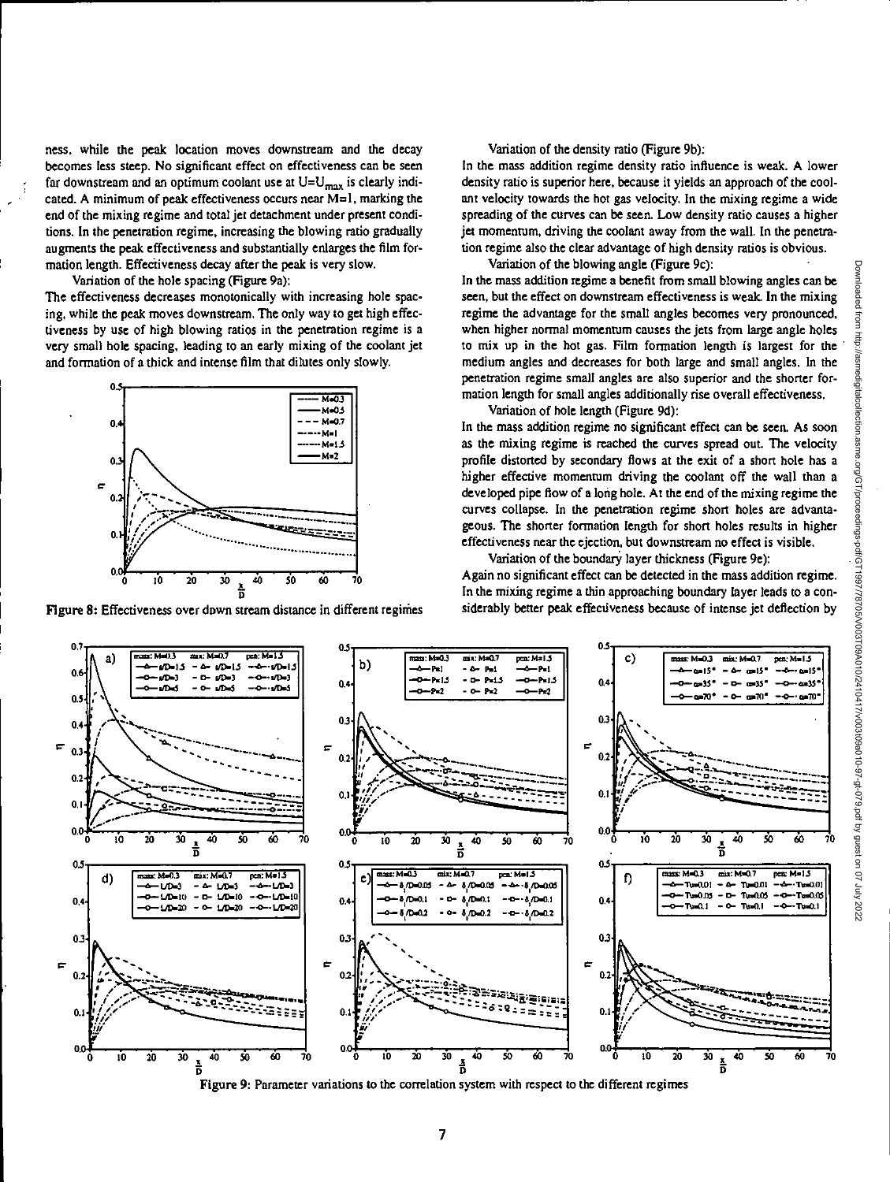ness, while the peak location moves downstream and the decay becomes less steep. No significant effect on effectiveness can be seen far downstream and an optimum coolant use at $U=U_{max}$ is clearly indicated. A minimum of peak effectiveness occurs near M=1, marking the end of the mixing regime and total jet detachment under present conditions. In the penetration regime, increasing the blowing ratio gradually augments the peak effectiveness and substantially enlarges the film formation length. Effectiveness decay after the peak is very slow.

Variation of the hole spacing (Figure 9a):
The effectiveness decreases monotonically with increasing hole spacing, while the peak moves downstream. The only way to get high effectiveness by use of high blowing ratios in the penetration regime is a very small hole spacing, leading to an early mixing of the coolant jet and formation of a thick and intense film that dilutes only slowly.

M=0.3
M=0.5
M=0.7
M=1
M=1.5
M=2

η

x/D

Figure 8: Effectiveness over down stream distance in different regimes

Variation of the density ratio (Figure 9b):
In the mass addition regime density ratio influence is weak. A lower density ratio is superior here, because it yields an approach of the coolant velocity towards the hot gas velocity. In the mixing regime a wide spreading of the curves can be seen. Low density ratio causes a higher jet momentum, driving the coolant away from the wall. In the penetration regime also the clear advantage of high density ratios is obvious.

Variation of the blowing angle (Figure 9c):
In the mass addition regime a benefit from small blowing angles can be seen, but the effect on downstream effectiveness is weak. In the mixing regime the advantage for the small angles becomes very pronounced, when higher normal momentum causes the jets from large angle holes to mix up in the hot gas. Film formation length is largest for the medium angles and decreases for both large and small angles. In the penetration regime small angles are also superior and the shorter formation length for small angles additionally rise overall effectiveness.

Variation of hole length (Figure 9d):
In the mass addition regime no significant effect can be seen. As soon as the mixing regime is reached the curves spread out. The velocity profile distorted by secondary flows at the exit of a short hole has a higher effective momentum driving the coolant off the wall than a developed pipe flow of a long hole. At the end of the mixing regime the curves collapse. In the penetration regime short holes are advantageous. The shorter formation length for short holes results in higher effectiveness near the ejection, but downstream no effect is visible.

Variation of the boundary layer thickness (Figure 9e):
Again no significant effect can be detected in the mass addition regime. In the mixing regime a thin approaching boundary layer leads to a considerably better peak effectiveness because of intense jet deflection by

a) mass: M=0.3 mix: M=0.7 pen: M=1.5; s/D=1.5, s/D=3, s/D=5

b) mass: M=0.3 mix: M=0.7 pen: M=1.5; P=1, P=1.5, P=2

c) mass: M=0.3 mix: M=0.7 pen: M=1.5; α=15°, α=35°, α=70°

d) mass: M=0.3 mix: M=0.7 pen: M=1.5; L/D=3, L/D=10, L/D=20

e) mass: M=0.3 mix: M=0.7 pen: M=1.5; $\delta_i$/D=0.05, $\delta_i$/D=0.1, $\delta_i$/D=0.2

f) mass: M=0.3 mix: M=0.7 pen: M=1.5; Tu=0.01, Tu=0.05, Tu=0.1

η

x/D

Figure 9: Parameter variations to the correlation system with respect to the different regimes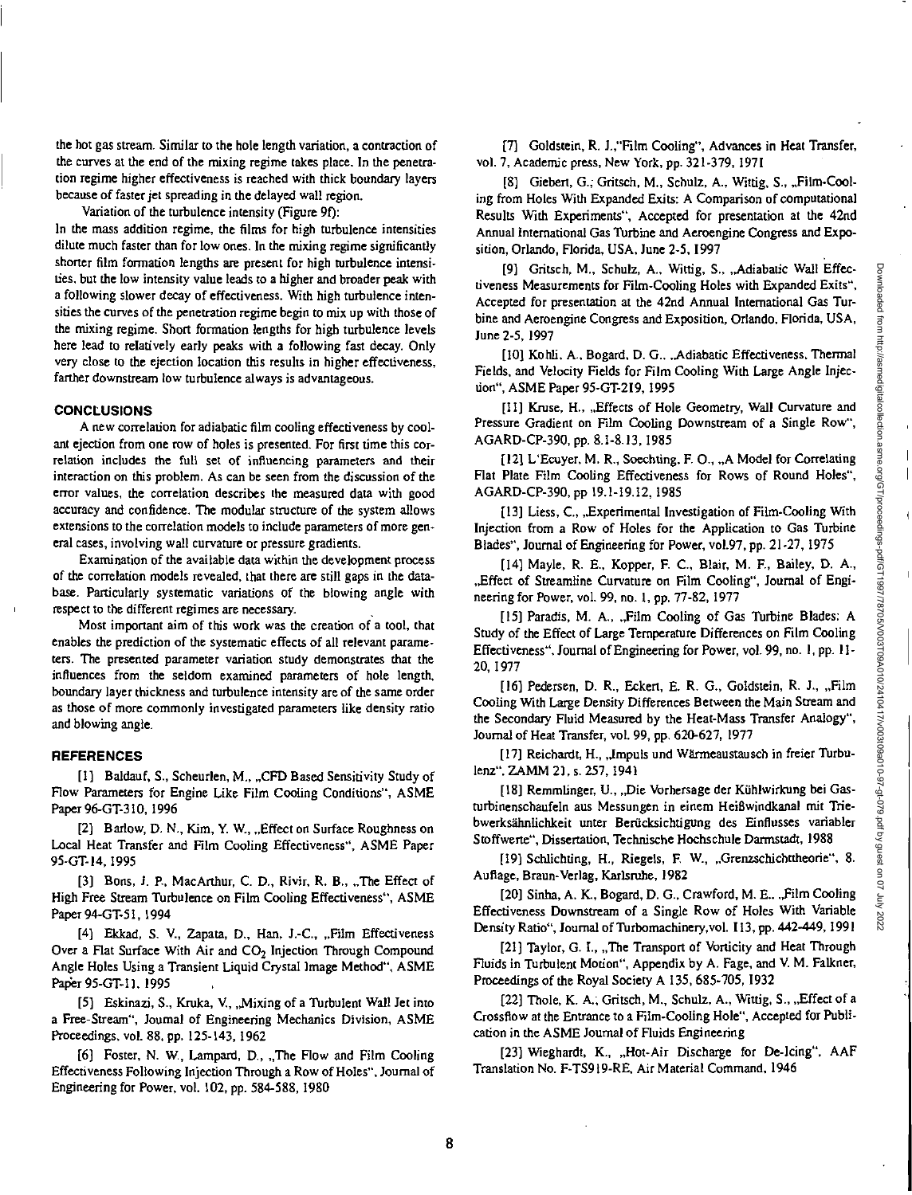the hot gas stream. Similar to the hole length variation, a contraction of the curves at the end of the mixing regime takes place. In the penetration regime higher effectiveness is reached with thick boundary layers because of faster jet spreading in the delayed wall region.

Variation of the turbulence intensity (Figure 9f):

In the mass addition regime, the films for high turbulence intensities dilute much faster than for low ones. In the mixing regime significantly shorter film formation lengths are present for high turbulence intensities, but the low intensity value leads to a higher and broader peak with a following slower decay of effectiveness. With high turbulence intensities the curves of the penetration regime begin to mix up with those of the mixing regime. Short formation lengths for high turbulence levels here lead to relatively early peaks with a following fast decay. Only very close to the ejection location this results in higher effectiveness, farther downstream low turbulence always is advantageous.

## CONCLUSIONS

A new correlation for adiabatic film cooling effectiveness by coolant ejection from one row of holes is presented. For first time this correlation includes the full set of influencing parameters and their interaction on this problem. As can be seen from the discussion of the error values, the correlation describes the measured data with good accuracy and confidence. The modular structure of the system allows extensions to the correlation models to include parameters of more general cases, involving wall curvature or pressure gradients.

Examination of the available data within the development process of the correlation models revealed, that there are still gaps in the database. Particularly systematic variations of the blowing angle with respect to the different regimes are necessary.

Most important aim of this work was the creation of a tool, that enables the prediction of the systematic effects of all relevant parameters. The presented parameter variation study demonstrates that the influences from the seldom examined parameters of hole length, boundary layer thickness and turbulence intensity are of the same order as those of more commonly investigated parameters like density ratio and blowing angle.

## REFERENCES

[1] Baldauf, S., Scheurlen, M., „CFD Based Sensitivity Study of Flow Parameters for Engine Like Film Cooling Conditions", ASME Paper 96-GT-310, 1996

[2] Barlow, D. N., Kim, Y. W., „Effect on Surface Roughness on Local Heat Transfer and Film Cooling Effectiveness", ASME Paper 95-GT-14, 1995

[3] Bons, J. P., MacArthur, C. D., Rivir, R. B., „The Effect of High Free Stream Turbulence on Film Cooling Effectiveness", ASME Paper 94-GT-51, 1994

[4] Ekkad, S. V., Zapata, D., Han, J.-C., „Film Effectiveness Over a Flat Surface With Air and $CO_2$ Injection Through Compound Angle Holes Using a Transient Liquid Crystal Image Method", ASME Paper 95-GT-11, 1995

[5] Eskinazi, S., Kruka, V., „Mixing of a Turbulent Wall Jet into a Free-Stream", Journal of Engineering Mechanics Division, ASME Proceedings, vol. 88, pp. 125-143, 1962

[6] Foster, N. W., Lampard, D., „The Flow and Film Cooling Effectiveness Following Injection Through a Row of Holes", Journal of Engineering for Power, vol. 102, pp. 584-588, 1980

[7] Goldstein, R. J.,"Film Cooling", Advances in Heat Transfer, vol. 7, Academic press, New York, pp. 321-379, 1971

[8] Giebert, G.; Gritsch, M., Schulz, A., Wittig, S., „Film-Cooling from Holes With Expanded Exits: A Comparison of computational Results With Experiments", Accepted for presentation at the 42nd Annual International Gas Turbine and Aeroengine Congress and Exposition, Orlando, Florida, USA, June 2-5, 1997

[9] Gritsch, M., Schulz, A., Wittig, S., „Adiabatic Wall Effectiveness Measurements for Film-Cooling Holes with Expanded Exits", Accepted for presentation at the 42nd Annual International Gas Turbine and Aeroengine Congress and Exposition, Orlando, Florida, USA, June 2-5, 1997

[10] Kohli, A., Bogard, D. G., „Adiabatic Effectiveness, Thermal Fields, and Velocity Fields for Film Cooling With Large Angle Injection", ASME Paper 95-GT-219, 1995

[11] Kruse, H., „Effects of Hole Geometry, Wall Curvature and Pressure Gradient on Film Cooling Downstream of a Single Row", AGARD-CP-390, pp. 8.1-8.13, 1985

[12] L'Ecuyer, M. R., Soechting, F. O., „A Model for Correlating Flat Plate Film Cooling Effectiveness for Rows of Round Holes", AGARD-CP-390, pp 19.1-19.12, 1985

[13] Liess, C., „Experimental Investigation of Film-Cooling With Injection from a Row of Holes for the Application to Gas Turbine Blades", Journal of Engineering for Power, vol.97, pp. 21-27, 1975

[14] Mayle, R. E., Kopper, F. C., Blair, M. F., Bailey, D. A., „Effect of Streamline Curvature on Film Cooling", Journal of Engineering for Power, vol. 99, no. 1, pp. 77-82, 1977

[15] Paradis, M. A., „Film Cooling of Gas Turbine Blades: A Study of the Effect of Large Temperature Differences on Film Cooling Effectiveness", Journal of Engineering for Power, vol. 99, no. 1, pp. 11-20, 1977

[16] Pedersen, D. R., Eckert, E. R. G., Goldstein, R. J., „Film Cooling With Large Density Differences Between the Main Stream and the Secondary Fluid Measured by the Heat-Mass Transfer Analogy", Journal of Heat Transfer, vol. 99, pp. 620-627, 1977

[17] Reichardt, H., „Impuls und Wärmeaustausch in freier Turbulenz", ZAMM 21, s. 257, 1941

[18] Remmlinger, U., „Die Vorhersage der Kühlwirkung bei Gasturbinenschaufeln aus Messungen in einem Heißwindkanal mit Triebwerksähnlichkeit unter Berücksichtigung des Einflusses variabler Stoffwerte", Dissertation, Technische Hochschule Darmstadt, 1988

[19] Schlichting, H., Riegels, F. W., „Grenzschichttheorie", 8. Auflage, Braun-Verlag, Karlsruhe, 1982

[20] Sinha, A. K., Bogard, D. G., Crawford, M. E., „Film Cooling Effectiveness Downstream of a Single Row of Holes With Variable Density Ratio", Journal of Turbomachinery, vol. 113, pp. 442-449, 1991

[21] Taylor, G. I., „The Transport of Vorticity and Heat Through Fluids in Turbulent Motion", Appendix by A. Fage, and V. M. Falkner, Proceedings of the Royal Society A 135, 685-705, 1932

[22] Thole, K. A., Gritsch, M., Schulz, A., Wittig, S., „Effect of a Crossflow at the Entrance to a Film-Cooling Hole", Accepted for Publication in the ASME Journal of Fluids Engineering

[23] Wieghardt, K., „Hot-Air Discharge for De-Icing", AAF Translation No. F-TS919-RE, Air Material Command, 1946